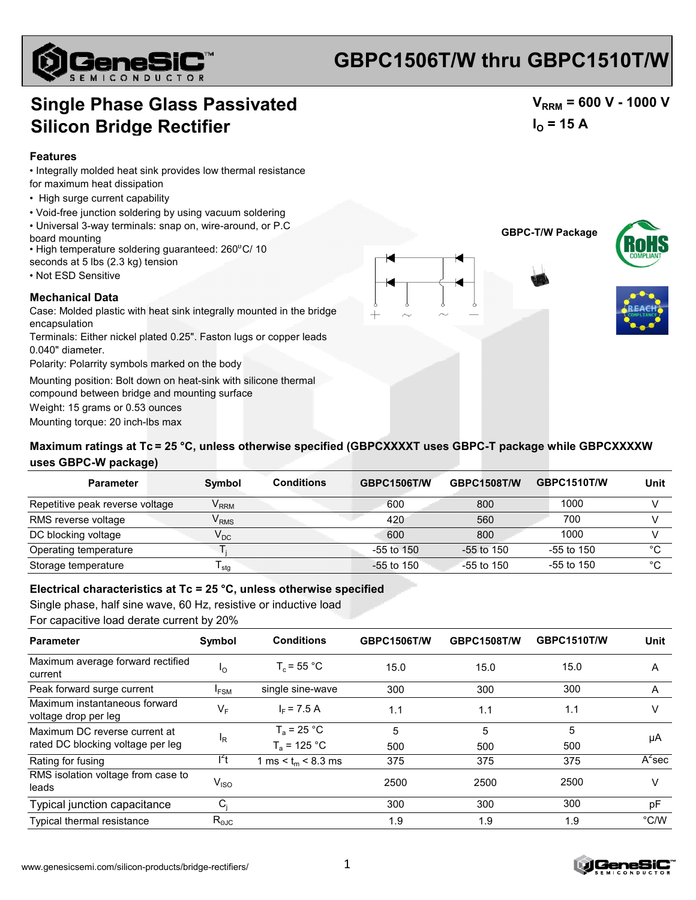# GBPC1506T/W thru GBPC1510T/W

## Single Phase Glass Passivated Silicon Bridge Rectifier

$V_{RRM}$ = 600 V - 1000 V

$I_O$ = 15 A

### Features

- Integrally molded heat sink provides low thermal resistance for maximum heat dissipation
- High surge current capability
- Void-free junction soldering by using vacuum soldering
- Universal 3-way terminals: snap on, wire-around, or P.C board mounting
- High temperature soldering guaranteed: 260°C/ 10 seconds at 5 lbs (2.3 kg) tension
- Not ESD Sensitive

GBPC-T/W Package

### Mechanical Data

Case: Molded plastic with heat sink integrally mounted in the bridge encapsulation

Terminals: Either nickel plated 0.25". Faston lugs or copper leads 0.040" diameter.

Polarity: Polarrity symbols marked on the body

Mounting position: Bolt down on heat-sink with silicone thermal compound between bridge and mounting surface

Weight: 15 grams or 0.53 ounces

Mounting torque: 20 inch-lbs max

### Maximum ratings at Tc = 25 °C, unless otherwise specified (GBPCXXXXT uses GBPC-T package while GBPCXXXXW uses GBPC-W package)

| Parameter | Symbol | Conditions | GBPC1506T/W | GBPC1508T/W | GBPC1510T/W | Unit |
|---|---|---|---|---|---|---|
| Repetitive peak reverse voltage | $V_{RRM}$ | | 600 | 800 | 1000 | V |
| RMS reverse voltage | $V_{RMS}$ | | 420 | 560 | 700 | V |
| DC blocking voltage | $V_{DC}$ | | 600 | 800 | 1000 | V |
| Operating temperature | $T_j$ | | -55 to 150 | -55 to 150 | -55 to 150 | °C |
| Storage temperature | $T_{stg}$ | | -55 to 150 | -55 to 150 | -55 to 150 | °C |

### Electrical characteristics at Tc = 25 °C, unless otherwise specified

Single phase, half sine wave, 60 Hz, resistive or inductive load

For capacitive load derate current by 20%

| Parameter | Symbol | Conditions | GBPC1506T/W | GBPC1508T/W | GBPC1510T/W | Unit |
|---|---|---|---|---|---|---|
| Maximum average forward rectified current | $I_O$ | $T_c$ = 55 °C | 15.0 | 15.0 | 15.0 | A |
| Peak forward surge current | $I_{FSM}$ | single sine-wave | 300 | 300 | 300 | A |
| Maximum instantaneous forward voltage drop per leg | $V_F$ | $I_F$ = 7.5 A | 1.1 | 1.1 | 1.1 | V |
| Maximum DC reverse current at rated DC blocking voltage per leg | $I_R$ | $T_a$ = 25 °C | 5 | 5 | 5 | µA |
| | | $T_a$ = 125 °C | 500 | 500 | 500 | |
| Rating for fusing | $I^2t$ | 1 ms < $t_m$ < 8.3 ms | 375 | 375 | 375 | $A^2$sec |
| RMS isolation voltage from case to leads | $V_{ISO}$ | | 2500 | 2500 | 2500 | V |
| Typical junction capacitance | $C_j$ | | 300 | 300 | 300 | pF |
| Typical thermal resistance | $R_{\Theta JC}$ | | 1.9 | 1.9 | 1.9 | °C/W |

www.genesicsemi.com/silicon-products/bridge-rectifiers/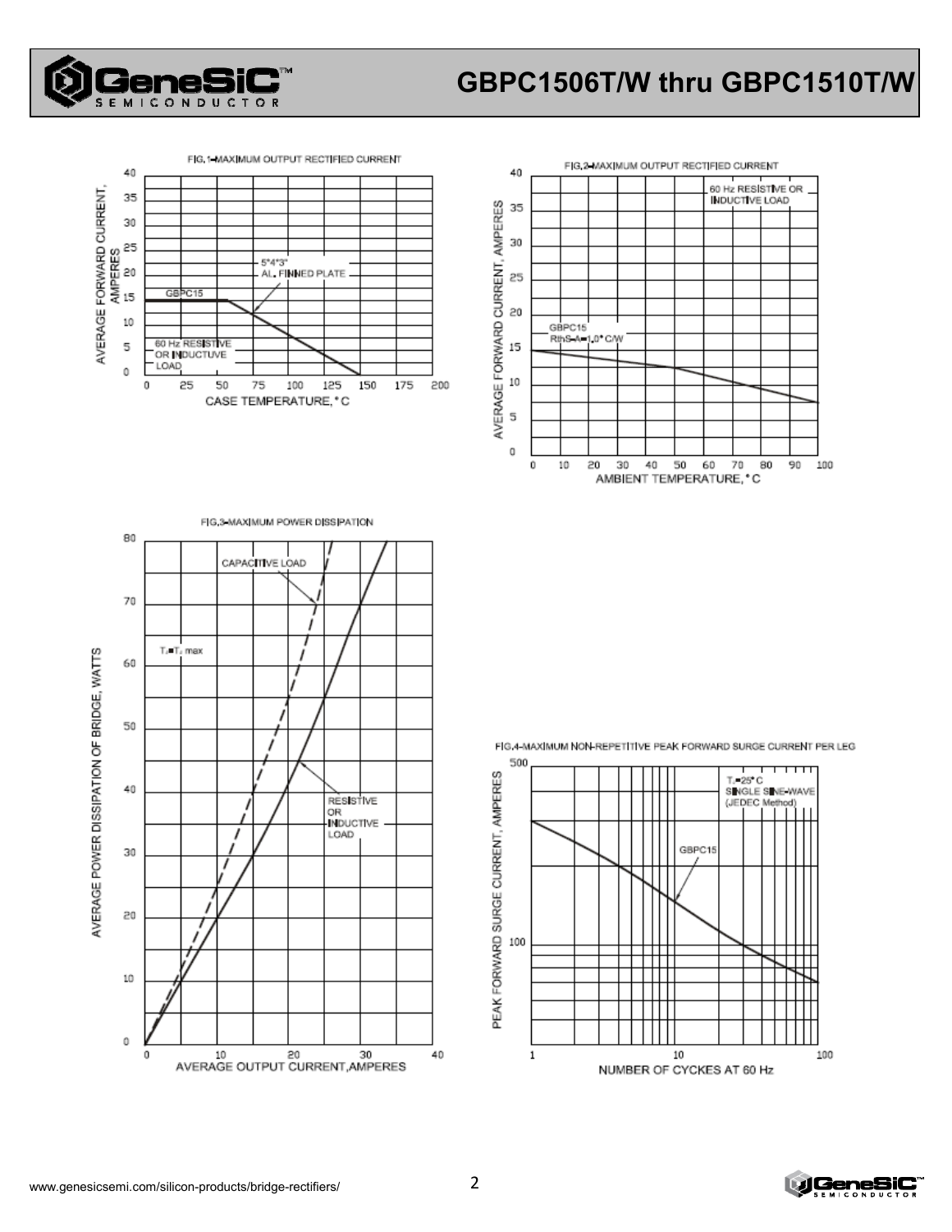FIG.1–MAXIMUM OUTPUT RECTIFIED CURRENT

AVERAGE FORWARD CURRENT, AMPERES

CASE TEMPERATURE, °C

GBPC15

5"4"3" AL. FINNED PLATE

60 Hz RESISTIVE OR INDUCTUVE LOAD

FIG.2–MAXIMUM OUTPUT RECTIFIED CURRENT

AVERAGE FORWARD CURRENT, AMPERES

AMBIENT TEMPERATURE, °C

60 Hz RESISTIVE OR INDUCTIVE LOAD

GBPC15 RthS-A=1.0°C/W

FIG.3–MAXIMUM POWER DISSIPATION

AVERAGE POWER DISSIPATION OF BRIDGE, WATTS

AVERAGE OUTPUT CURRENT, AMPERES

CAPACITIVE LOAD

$T_J = T_J$ max

RESISTIVE OR INDUCTIVE LOAD

FIG.4–MAXIMUM NON-REPETITIVE PEAK FORWARD SURGE CURRENT PER LEG

PEAK FORWARD SURGE CURRENT, AMPERES

NUMBER OF CYCKES AT 60 Hz

$T_J = 25°C$ SINGLE SINE-WAVE (JEDEC Method)

GBPC15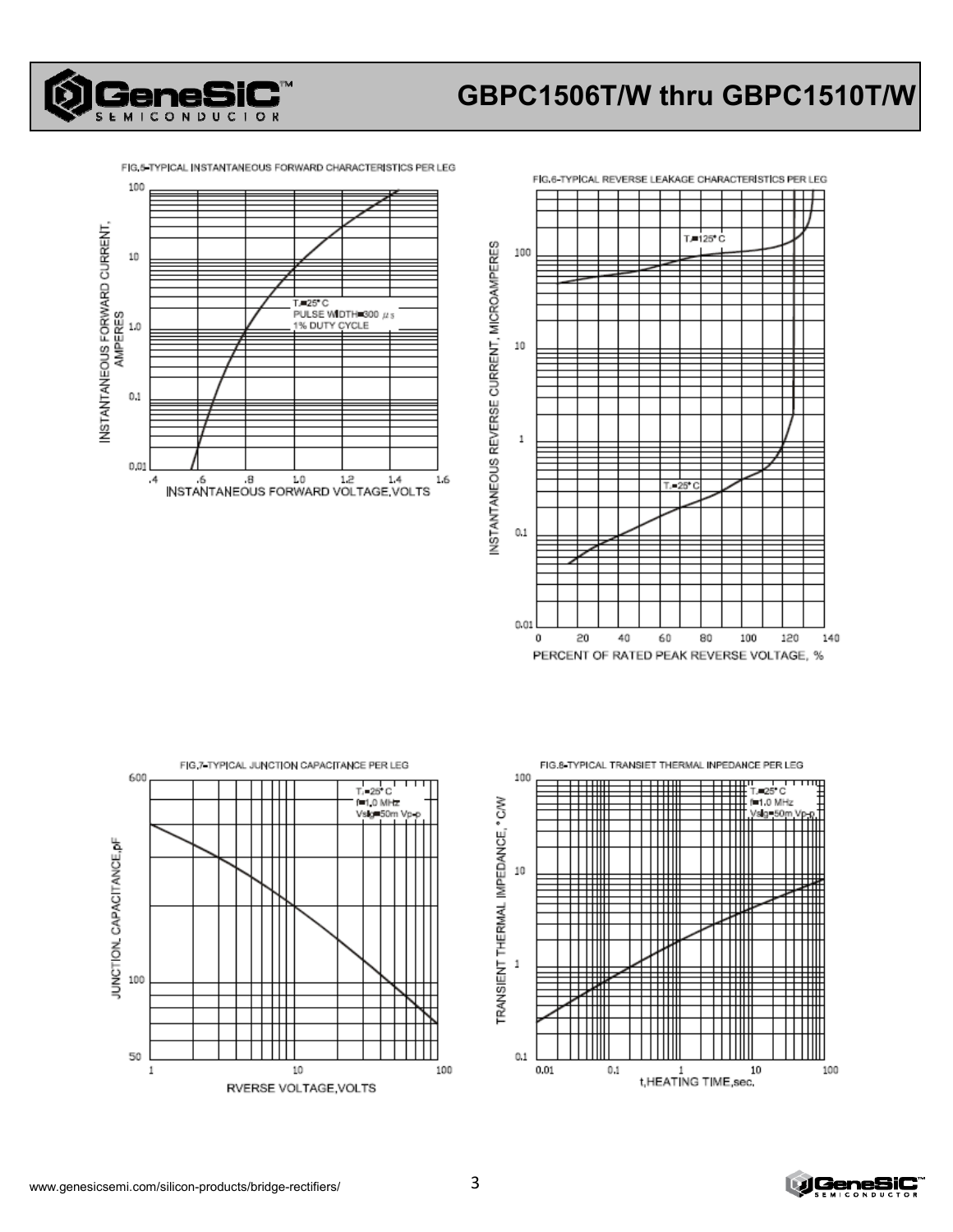FIG.5-TYPICAL INSTANTANEOUS FORWARD CHARACTERISTICS PER LEG

INSTANTANEOUS FORWARD CURRENT, AMPERES

100

10

1.0

0.1

0.01

$T_J$=25°C
PULSE WIDTH=300 μs
1% DUTY CYCLE

.4 .6 .8 1.0 1.2 1.4 1.6

INSTANTANEOUS FORWARD VOLTAGE,VOLTS

FIG.6-TYPICAL REVERSE LEAKAGE CHARACTERISTICS PER LEG

INSTANTANEOUS REVERSE CURRENT, MICROAMPERES

100

10

1

0.1

0.01

$T_J$=125°C

$T_J$=25°C

0 20 40 60 80 100 120 140

PERCENT OF RATED PEAK REVERSE VOLTAGE, %

FIG.7-TYPICAL JUNCTION CAPACITANCE PER LEG

JUNCTION CAPACITANCE,pF

600

100

50

$T_J$=25°C
f=1.0 MHz
Vsig=50m Vp-p

1 10 100

RVERSE VOLTAGE,VOLTS

FIG.8-TYPICAL TRANSIET THERMAL INPEDANCE PER LEG

TRANSIENT THERMAL IMPEDANCE, °C/W

100

10

1

0.1

$T_J$=25°C
f=1.0 MHz
Vsig=50m Vp-p

0.01 0.1 1 10 100

t,HEATING TIME,sec.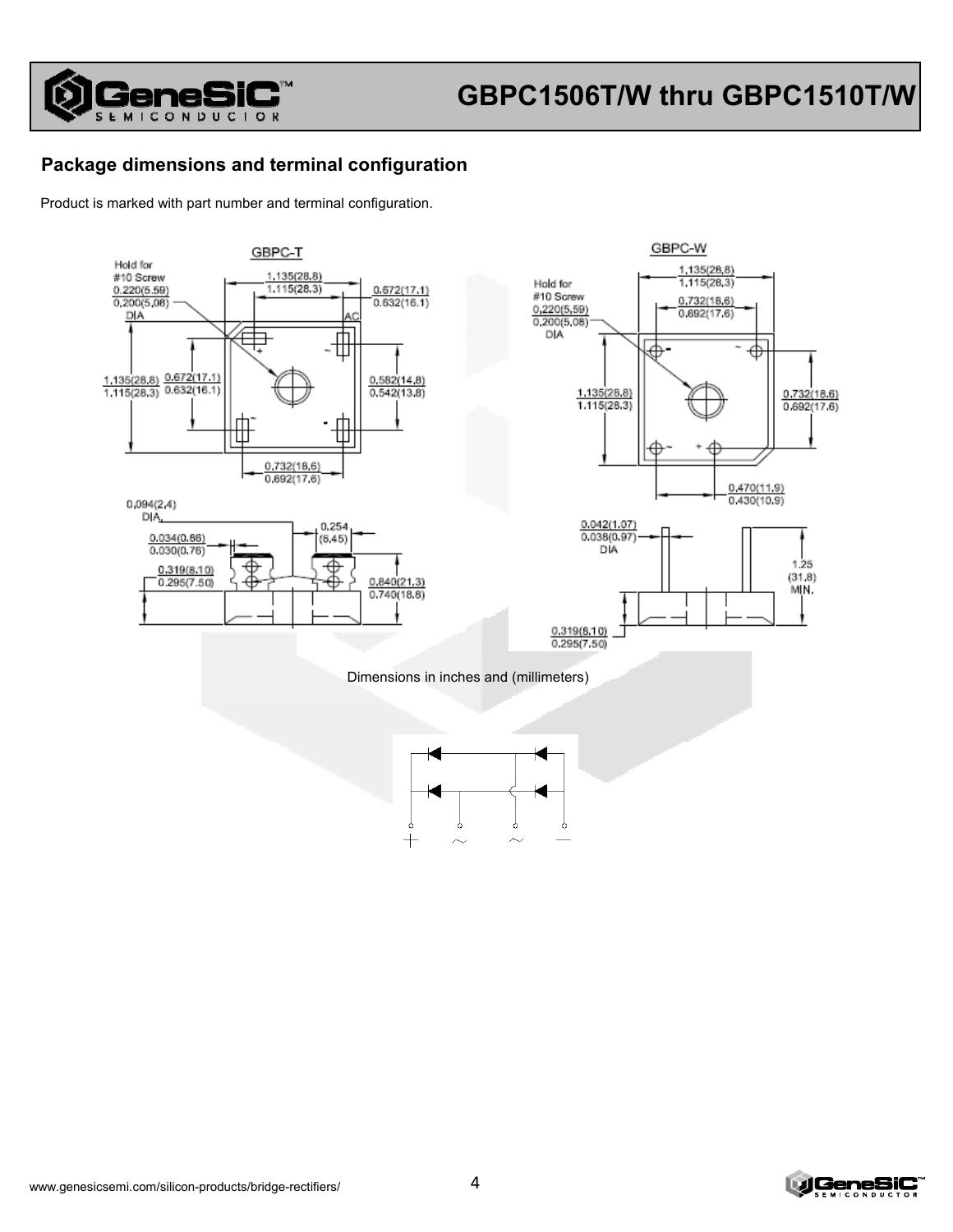## Package dimensions and terminal configuration

Product is marked with part number and terminal configuration.

GBPC-T

Hold for #10 Screw 0.220(5.59) 0.200(5.08) DIA

1.135(28.8) 1.115(28.3)

0.672(17.1) 0.632(16.1)

AC

1.135(28.8) 1.115(28.3)

0.672(17.1) 0.632(16.1)

0.582(14.8) 0.542(13.8)

0.732(18.6) 0.692(17.6)

0.094(2.4) DIA.

0.254 (6.45)

0.034(0.86) 0.030(0.76)

0.319(8.10) 0.295(7.50)

0.840(21.3) 0.740(18.8)

GBPC-W

Hold for #10 Screw 0.220(5.59) 0.200(5.08) DIA

1.135(28.8) 1.115(28.3)

0.732(18.6) 0.692(17.6)

1.135(28.8) 1.115(28.3)

0.732(18.6) 0.692(17.6)

0.470(11.9) 0.430(10.9)

0.042(1.07) 0.038(0.97) DIA

1.25 (31.8) MIN.

0.319(8.10) 0.295(7.50)

Dimensions in inches and (millimeters)

\+ ~ ~ −